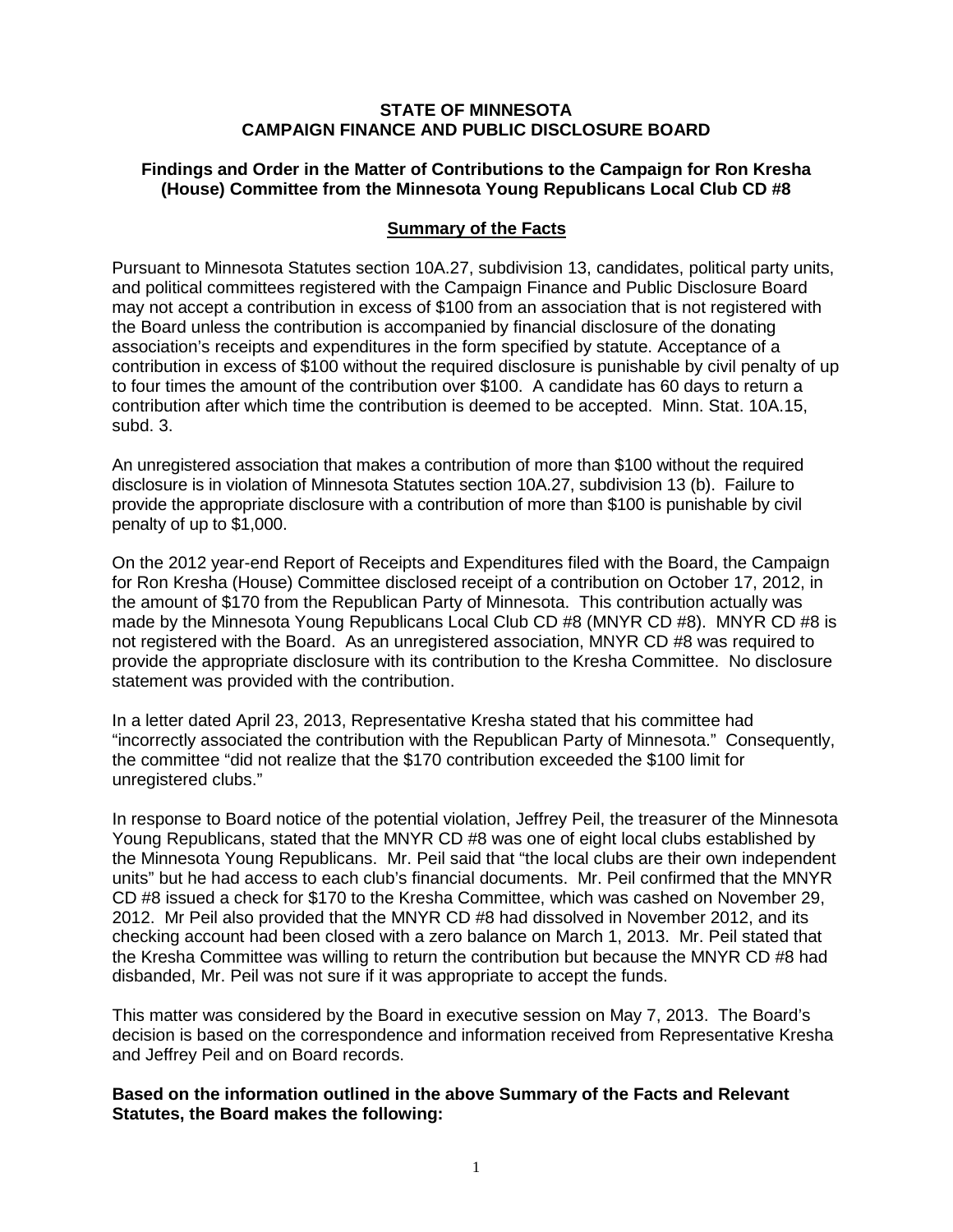**STATE OF MINNESOTA**
**CAMPAIGN FINANCE AND PUBLIC DISCLOSURE BOARD**

**Findings and Order in the Matter of Contributions to the Campaign for Ron Kresha (House) Committee from the Minnesota Young Republicans Local Club CD #8**

## Summary of the Facts

Pursuant to Minnesota Statutes section 10A.27, subdivision 13, candidates, political party units, and political committees registered with the Campaign Finance and Public Disclosure Board may not accept a contribution in excess of $100 from an association that is not registered with the Board unless the contribution is accompanied by financial disclosure of the donating association's receipts and expenditures in the form specified by statute. Acceptance of a contribution in excess of $100 without the required disclosure is punishable by civil penalty of up to four times the amount of the contribution over $100. A candidate has 60 days to return a contribution after which time the contribution is deemed to be accepted. Minn. Stat. 10A.15, subd. 3.

An unregistered association that makes a contribution of more than $100 without the required disclosure is in violation of Minnesota Statutes section 10A.27, subdivision 13 (b). Failure to provide the appropriate disclosure with a contribution of more than $100 is punishable by civil penalty of up to $1,000.

On the 2012 year-end Report of Receipts and Expenditures filed with the Board, the Campaign for Ron Kresha (House) Committee disclosed receipt of a contribution on October 17, 2012, in the amount of $170 from the Republican Party of Minnesota. This contribution actually was made by the Minnesota Young Republicans Local Club CD #8 (MNYR CD #8). MNYR CD #8 is not registered with the Board. As an unregistered association, MNYR CD #8 was required to provide the appropriate disclosure with its contribution to the Kresha Committee. No disclosure statement was provided with the contribution.

In a letter dated April 23, 2013, Representative Kresha stated that his committee had "incorrectly associated the contribution with the Republican Party of Minnesota." Consequently, the committee "did not realize that the $170 contribution exceeded the $100 limit for unregistered clubs."

In response to Board notice of the potential violation, Jeffrey Peil, the treasurer of the Minnesota Young Republicans, stated that the MNYR CD #8 was one of eight local clubs established by the Minnesota Young Republicans. Mr. Peil said that "the local clubs are their own independent units" but he had access to each club's financial documents. Mr. Peil confirmed that the MNYR CD #8 issued a check for $170 to the Kresha Committee, which was cashed on November 29, 2012. Mr Peil also provided that the MNYR CD #8 had dissolved in November 2012, and its checking account had been closed with a zero balance on March 1, 2013. Mr. Peil stated that the Kresha Committee was willing to return the contribution but because the MNYR CD #8 had disbanded, Mr. Peil was not sure if it was appropriate to accept the funds.

This matter was considered by the Board in executive session on May 7, 2013. The Board's decision is based on the correspondence and information received from Representative Kresha and Jeffrey Peil and on Board records.

**Based on the information outlined in the above Summary of the Facts and Relevant Statutes, the Board makes the following:**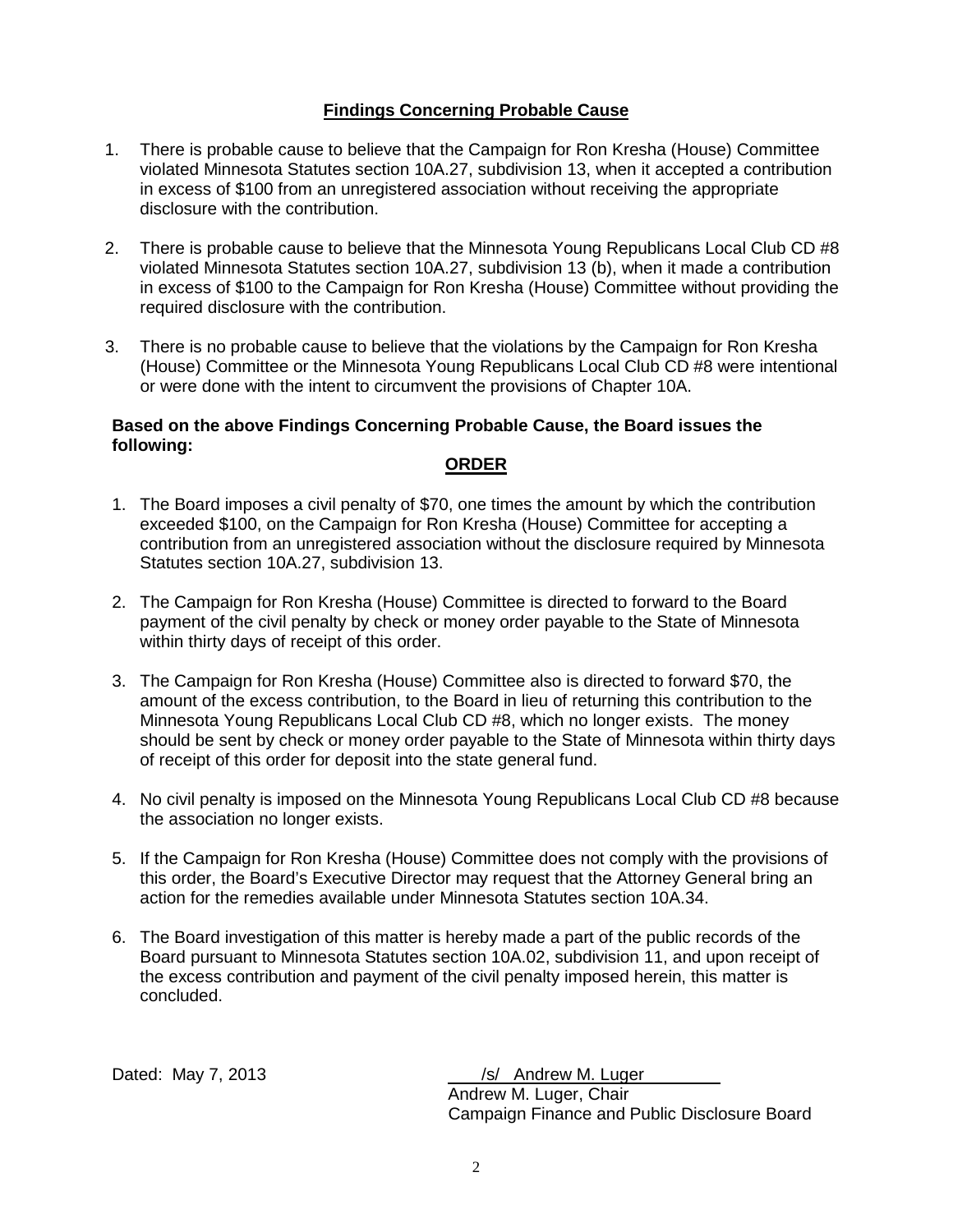## Findings Concerning Probable Cause

1. There is probable cause to believe that the Campaign for Ron Kresha (House) Committee violated Minnesota Statutes section 10A.27, subdivision 13, when it accepted a contribution in excess of $100 from an unregistered association without receiving the appropriate disclosure with the contribution.

2. There is probable cause to believe that the Minnesota Young Republicans Local Club CD #8 violated Minnesota Statutes section 10A.27, subdivision 13 (b), when it made a contribution in excess of $100 to the Campaign for Ron Kresha (House) Committee without providing the required disclosure with the contribution.

3. There is no probable cause to believe that the violations by the Campaign for Ron Kresha (House) Committee or the Minnesota Young Republicans Local Club CD #8 were intentional or were done with the intent to circumvent the provisions of Chapter 10A.

**Based on the above Findings Concerning Probable Cause, the Board issues the following:**

## ORDER

1. The Board imposes a civil penalty of $70, one times the amount by which the contribution exceeded $100, on the Campaign for Ron Kresha (House) Committee for accepting a contribution from an unregistered association without the disclosure required by Minnesota Statutes section 10A.27, subdivision 13.

2. The Campaign for Ron Kresha (House) Committee is directed to forward to the Board payment of the civil penalty by check or money order payable to the State of Minnesota within thirty days of receipt of this order.

3. The Campaign for Ron Kresha (House) Committee also is directed to forward $70, the amount of the excess contribution, to the Board in lieu of returning this contribution to the Minnesota Young Republicans Local Club CD #8, which no longer exists. The money should be sent by check or money order payable to the State of Minnesota within thirty days of receipt of this order for deposit into the state general fund.

4. No civil penalty is imposed on the Minnesota Young Republicans Local Club CD #8 because the association no longer exists.

5. If the Campaign for Ron Kresha (House) Committee does not comply with the provisions of this order, the Board's Executive Director may request that the Attorney General bring an action for the remedies available under Minnesota Statutes section 10A.34.

6. The Board investigation of this matter is hereby made a part of the public records of the Board pursuant to Minnesota Statutes section 10A.02, subdivision 11, and upon receipt of the excess contribution and payment of the civil penalty imposed herein, this matter is concluded.

Dated: May 7, 2013

/s/ Andrew M. Luger
Andrew M. Luger, Chair
Campaign Finance and Public Disclosure Board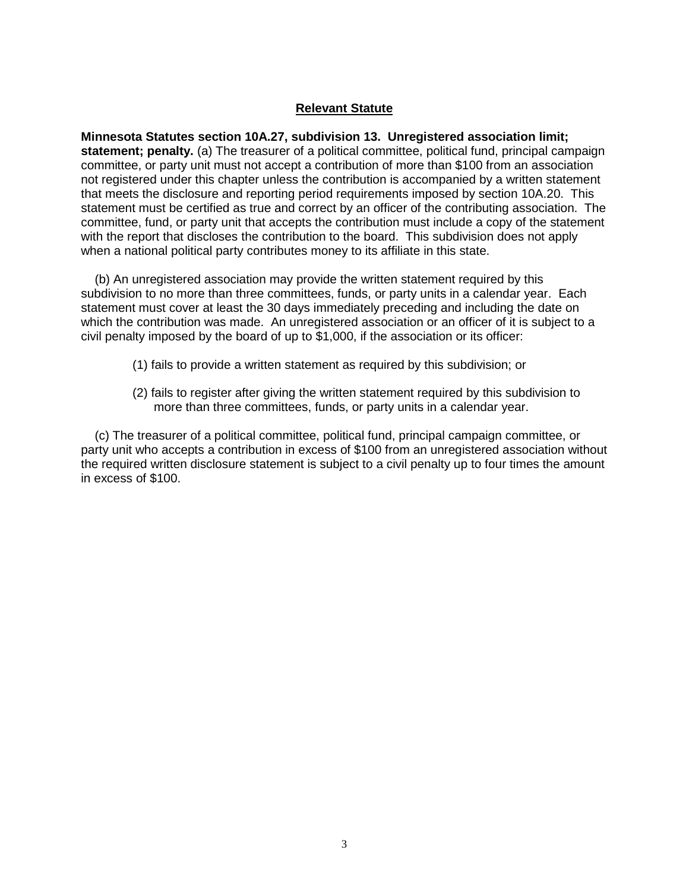## Relevant Statute

**Minnesota Statutes section 10A.27, subdivision 13. Unregistered association limit; statement; penalty.** (a) The treasurer of a political committee, political fund, principal campaign committee, or party unit must not accept a contribution of more than $100 from an association not registered under this chapter unless the contribution is accompanied by a written statement that meets the disclosure and reporting period requirements imposed by section 10A.20. This statement must be certified as true and correct by an officer of the contributing association. The committee, fund, or party unit that accepts the contribution must include a copy of the statement with the report that discloses the contribution to the board. This subdivision does not apply when a national political party contributes money to its affiliate in this state.

(b) An unregistered association may provide the written statement required by this subdivision to no more than three committees, funds, or party units in a calendar year. Each statement must cover at least the 30 days immediately preceding and including the date on which the contribution was made. An unregistered association or an officer of it is subject to a civil penalty imposed by the board of up to $1,000, if the association or its officer:

(1) fails to provide a written statement as required by this subdivision; or

(2) fails to register after giving the written statement required by this subdivision to more than three committees, funds, or party units in a calendar year.

(c) The treasurer of a political committee, political fund, principal campaign committee, or party unit who accepts a contribution in excess of $100 from an unregistered association without the required written disclosure statement is subject to a civil penalty up to four times the amount in excess of $100.